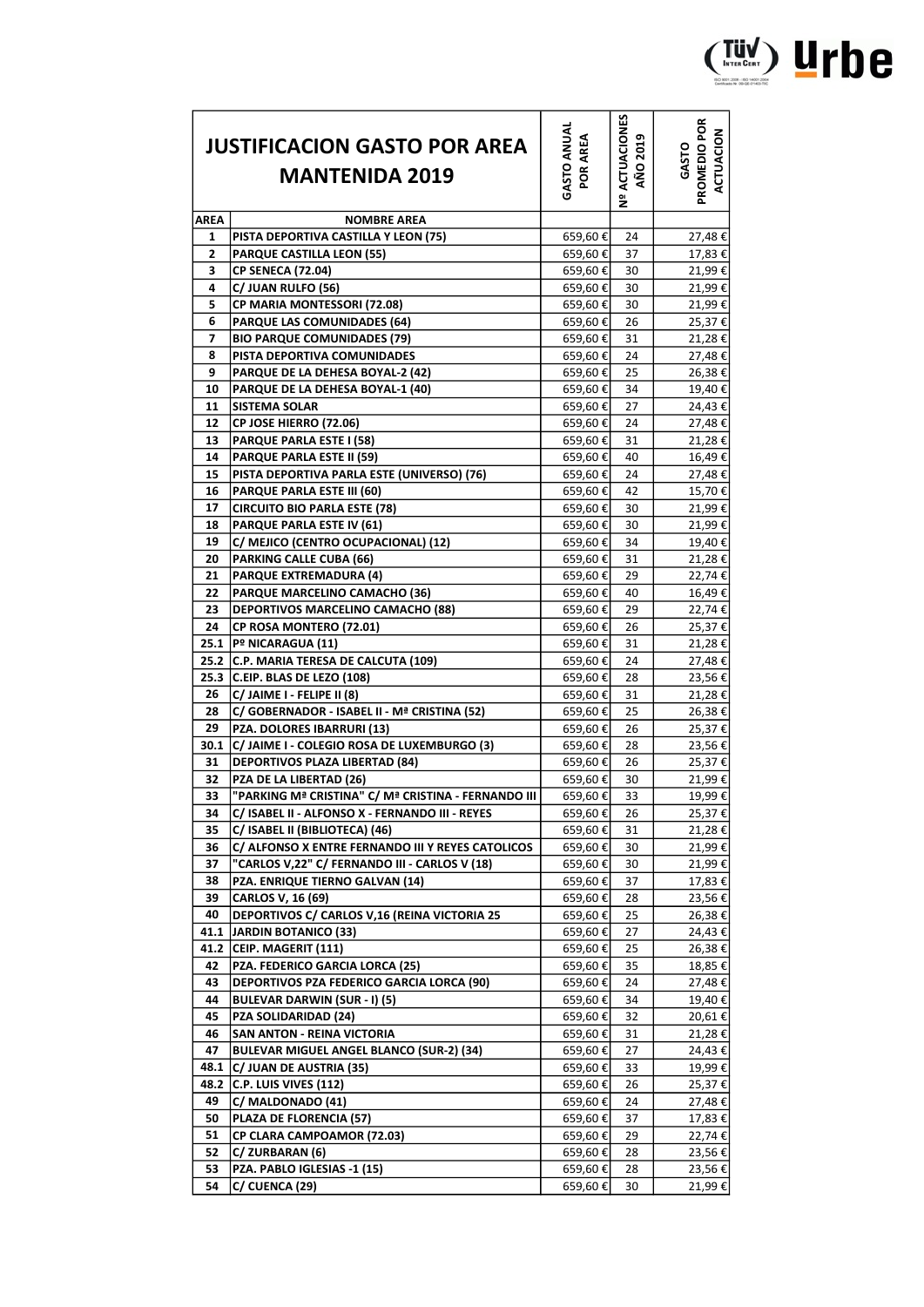| JUSTIFICACION GASTO POR AREA MANTENIDA 2019 | | GASTO ANUAL POR AREA | Nº ACTUACIONES AÑO 2019 | GASTO PROMEDIO POR ACTUACION |
|---|---|---|---|---|
| **AREA** | **NOMBRE AREA** | | | |
| 1 | PISTA DEPORTIVA CASTILLA Y LEON (75) | 659,60 € | 24 | 27,48 € |
| 2 | PARQUE CASTILLA LEON (55) | 659,60 € | 37 | 17,83 € |
| 3 | CP SENECA (72.04) | 659,60 € | 30 | 21,99 € |
| 4 | C/ JUAN RULFO (56) | 659,60 € | 30 | 21,99 € |
| 5 | CP MARIA MONTESSORI (72.08) | 659,60 € | 30 | 21,99 € |
| 6 | PARQUE LAS COMUNIDADES (64) | 659,60 € | 26 | 25,37 € |
| 7 | BIO PARQUE COMUNIDADES (79) | 659,60 € | 31 | 21,28 € |
| 8 | PISTA DEPORTIVA COMUNIDADES | 659,60 € | 24 | 27,48 € |
| 9 | PARQUE DE LA DEHESA BOYAL-2 (42) | 659,60 € | 25 | 26,38 € |
| 10 | PARQUE DE LA DEHESA BOYAL-1 (40) | 659,60 € | 34 | 19,40 € |
| 11 | SISTEMA SOLAR | 659,60 € | 27 | 24,43 € |
| 12 | CP JOSE HIERRO (72.06) | 659,60 € | 24 | 27,48 € |
| 13 | PARQUE PARLA ESTE I (58) | 659,60 € | 31 | 21,28 € |
| 14 | PARQUE PARLA ESTE II (59) | 659,60 € | 40 | 16,49 € |
| 15 | PISTA DEPORTIVA PARLA ESTE (UNIVERSO) (76) | 659,60 € | 24 | 27,48 € |
| 16 | PARQUE PARLA ESTE III (60) | 659,60 € | 42 | 15,70 € |
| 17 | CIRCUITO BIO PARLA ESTE (78) | 659,60 € | 30 | 21,99 € |
| 18 | PARQUE PARLA ESTE IV (61) | 659,60 € | 30 | 21,99 € |
| 19 | C/ MEJICO (CENTRO OCUPACIONAL) (12) | 659,60 € | 34 | 19,40 € |
| 20 | PARKING CALLE CUBA (66) | 659,60 € | 31 | 21,28 € |
| 21 | PARQUE EXTREMADURA (4) | 659,60 € | 29 | 22,74 € |
| 22 | PARQUE MARCELINO CAMACHO (36) | 659,60 € | 40 | 16,49 € |
| 23 | DEPORTIVOS MARCELINO CAMACHO (88) | 659,60 € | 29 | 22,74 € |
| 24 | CP ROSA MONTERO (72.01) | 659,60 € | 26 | 25,37 € |
| 25.1 | Pº NICARAGUA (11) | 659,60 € | 31 | 21,28 € |
| 25.2 | C.P. MARIA TERESA DE CALCUTA (109) | 659,60 € | 24 | 27,48 € |
| 25.3 | C.EIP. BLAS DE LEZO (108) | 659,60 € | 28 | 23,56 € |
| 26 | C/ JAIME I - FELIPE II (8) | 659,60 € | 31 | 21,28 € |
| 28 | C/ GOBERNADOR - ISABEL II - Mª CRISTINA (52) | 659,60 € | 25 | 26,38 € |
| 29 | PZA. DOLORES IBARRURI (13) | 659,60 € | 26 | 25,37 € |
| 30.1 | C/ JAIME I - COLEGIO ROSA DE LUXEMBURGO (3) | 659,60 € | 28 | 23,56 € |
| 31 | DEPORTIVOS PLAZA LIBERTAD (84) | 659,60 € | 26 | 25,37 € |
| 32 | PZA DE LA LIBERTAD (26) | 659,60 € | 30 | 21,99 € |
| 33 | "PARKING Mª CRISTINA" C/ Mª CRISTINA - FERNANDO III | 659,60 € | 33 | 19,99 € |
| 34 | C/ ISABEL II - ALFONSO X - FERNANDO III - REYES | 659,60 € | 26 | 25,37 € |
| 35 | C/ ISABEL II (BIBLIOTECA) (46) | 659,60 € | 31 | 21,28 € |
| 36 | C/ ALFONSO X ENTRE FERNANDO III Y REYES CATOLICOS | 659,60 € | 30 | 21,99 € |
| 37 | "CARLOS V,22" C/ FERNANDO III - CARLOS V (18) | 659,60 € | 30 | 21,99 € |
| 38 | PZA. ENRIQUE TIERNO GALVAN (14) | 659,60 € | 37 | 17,83 € |
| 39 | CARLOS V, 16 (69) | 659,60 € | 28 | 23,56 € |
| 40 | DEPORTIVOS C/ CARLOS V,16 (REINA VICTORIA 25 | 659,60 € | 25 | 26,38 € |
| 41.1 | JARDIN BOTANICO (33) | 659,60 € | 27 | 24,43 € |
| 41.2 | CEIP. MAGERIT (111) | 659,60 € | 25 | 26,38 € |
| 42 | PZA. FEDERICO GARCIA LORCA (25) | 659,60 € | 35 | 18,85 € |
| 43 | DEPORTIVOS PZA FEDERICO GARCIA LORCA (90) | 659,60 € | 24 | 27,48 € |
| 44 | BULEVAR DARWIN (SUR - I) (5) | 659,60 € | 34 | 19,40 € |
| 45 | PZA SOLIDARIDAD (24) | 659,60 € | 32 | 20,61 € |
| 46 | SAN ANTON - REINA VICTORIA | 659,60 € | 31 | 21,28 € |
| 47 | BULEVAR MIGUEL ANGEL BLANCO (SUR-2) (34) | 659,60 € | 27 | 24,43 € |
| 48.1 | C/ JUAN DE AUSTRIA (35) | 659,60 € | 33 | 19,99 € |
| 48.2 | C.P. LUIS VIVES (112) | 659,60 € | 26 | 25,37 € |
| 49 | C/ MALDONADO (41) | 659,60 € | 24 | 27,48 € |
| 50 | PLAZA DE FLORENCIA (57) | 659,60 € | 37 | 17,83 € |
| 51 | CP CLARA CAMPOAMOR (72.03) | 659,60 € | 29 | 22,74 € |
| 52 | C/ ZURBARAN (6) | 659,60 € | 28 | 23,56 € |
| 53 | PZA. PABLO IGLESIAS -1 (15) | 659,60 € | 28 | 23,56 € |
| 54 | C/ CUENCA (29) | 659,60 € | 30 | 21,99 € |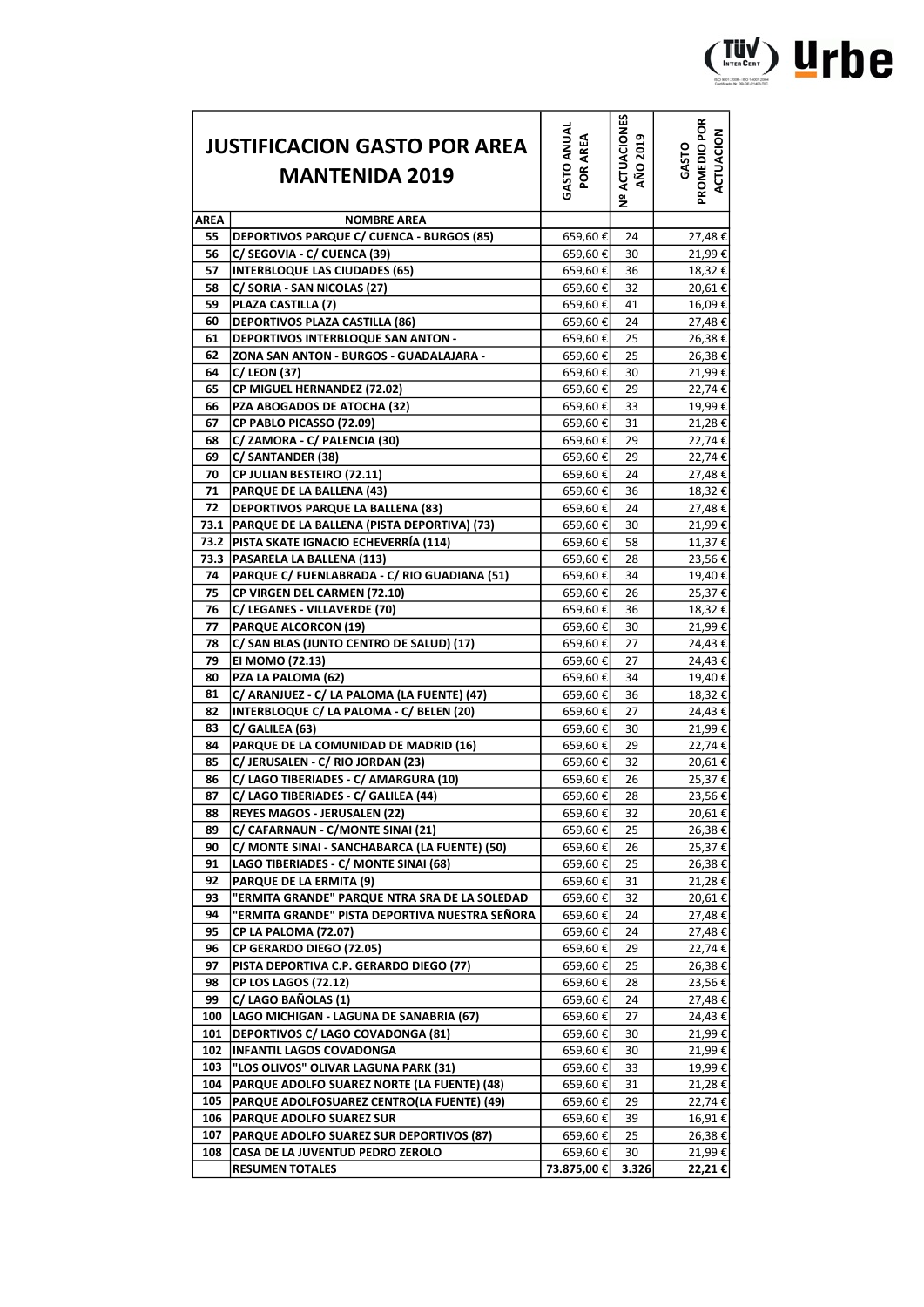| JUSTIFICACION GASTO POR AREA MANTENIDA 2019 | | GASTO ANUAL POR AREA | Nº ACTUACIONES AÑO 2019 | GASTO PROMEDIO POR ACTUACION |
|---|---|---|---|---|
| AREA | NOMBRE AREA | | | |
| 55 | DEPORTIVOS PARQUE C/ CUENCA - BURGOS (85) | 659,60 € | 24 | 27,48 € |
| 56 | C/ SEGOVIA - C/ CUENCA (39) | 659,60 € | 30 | 21,99 € |
| 57 | INTERBLOQUE LAS CIUDADES (65) | 659,60 € | 36 | 18,32 € |
| 58 | C/ SORIA - SAN NICOLAS (27) | 659,60 € | 32 | 20,61 € |
| 59 | PLAZA CASTILLA (7) | 659,60 € | 41 | 16,09 € |
| 60 | DEPORTIVOS PLAZA CASTILLA (86) | 659,60 € | 24 | 27,48 € |
| 61 | DEPORTIVOS INTERBLOQUE SAN ANTON - | 659,60 € | 25 | 26,38 € |
| 62 | ZONA SAN ANTON - BURGOS - GUADALAJARA - | 659,60 € | 25 | 26,38 € |
| 64 | C/ LEON (37) | 659,60 € | 30 | 21,99 € |
| 65 | CP MIGUEL HERNANDEZ (72.02) | 659,60 € | 29 | 22,74 € |
| 66 | PZA ABOGADOS DE ATOCHA (32) | 659,60 € | 33 | 19,99 € |
| 67 | CP PABLO PICASSO (72.09) | 659,60 € | 31 | 21,28 € |
| 68 | C/ ZAMORA - C/ PALENCIA (30) | 659,60 € | 29 | 22,74 € |
| 69 | C/ SANTANDER (38) | 659,60 € | 29 | 22,74 € |
| 70 | CP JULIAN BESTEIRO (72.11) | 659,60 € | 24 | 27,48 € |
| 71 | PARQUE DE LA BALLENA (43) | 659,60 € | 36 | 18,32 € |
| 72 | DEPORTIVOS PARQUE LA BALLENA (83) | 659,60 € | 24 | 27,48 € |
| 73.1 | PARQUE DE LA BALLENA (PISTA DEPORTIVA) (73) | 659,60 € | 30 | 21,99 € |
| 73.2 | PISTA SKATE IGNACIO ECHEVERRÍA (114) | 659,60 € | 58 | 11,37 € |
| 73.3 | PASARELA LA BALLENA (113) | 659,60 € | 28 | 23,56 € |
| 74 | PARQUE C/ FUENLABRADA - C/ RIO GUADIANA (51) | 659,60 € | 34 | 19,40 € |
| 75 | CP VIRGEN DEL CARMEN (72.10) | 659,60 € | 26 | 25,37 € |
| 76 | C/ LEGANES - VILLAVERDE (70) | 659,60 € | 36 | 18,32 € |
| 77 | PARQUE ALCORCON (19) | 659,60 € | 30 | 21,99 € |
| 78 | C/ SAN BLAS (JUNTO CENTRO DE SALUD) (17) | 659,60 € | 27 | 24,43 € |
| 79 | EI MOMO (72.13) | 659,60 € | 27 | 24,43 € |
| 80 | PZA LA PALOMA (62) | 659,60 € | 34 | 19,40 € |
| 81 | C/ ARANJUEZ - C/ LA PALOMA (LA FUENTE) (47) | 659,60 € | 36 | 18,32 € |
| 82 | INTERBLOQUE C/ LA PALOMA - C/ BELEN (20) | 659,60 € | 27 | 24,43 € |
| 83 | C/ GALILEA (63) | 659,60 € | 30 | 21,99 € |
| 84 | PARQUE DE LA COMUNIDAD DE MADRID (16) | 659,60 € | 29 | 22,74 € |
| 85 | C/ JERUSALEN - C/ RIO JORDAN (23) | 659,60 € | 32 | 20,61 € |
| 86 | C/ LAGO TIBERIADES - C/ AMARGURA (10) | 659,60 € | 26 | 25,37 € |
| 87 | C/ LAGO TIBERIADES - C/ GALILEA (44) | 659,60 € | 28 | 23,56 € |
| 88 | REYES MAGOS - JERUSALEN (22) | 659,60 € | 32 | 20,61 € |
| 89 | C/ CAFARNAUN - C/MONTE SINAI (21) | 659,60 € | 25 | 26,38 € |
| 90 | C/ MONTE SINAI - SANCHABARCA (LA FUENTE) (50) | 659,60 € | 26 | 25,37 € |
| 91 | LAGO TIBERIADES - C/ MONTE SINAI (68) | 659,60 € | 25 | 26,38 € |
| 92 | PARQUE DE LA ERMITA (9) | 659,60 € | 31 | 21,28 € |
| 93 | "ERMITA GRANDE" PARQUE NTRA SRA DE LA SOLEDAD | 659,60 € | 32 | 20,61 € |
| 94 | "ERMITA GRANDE" PISTA DEPORTIVA NUESTRA SEÑORA | 659,60 € | 24 | 27,48 € |
| 95 | CP LA PALOMA (72.07) | 659,60 € | 24 | 27,48 € |
| 96 | CP GERARDO DIEGO (72.05) | 659,60 € | 29 | 22,74 € |
| 97 | PISTA DEPORTIVA C.P. GERARDO DIEGO (77) | 659,60 € | 25 | 26,38 € |
| 98 | CP LOS LAGOS (72.12) | 659,60 € | 28 | 23,56 € |
| 99 | C/ LAGO BAÑOLAS (1) | 659,60 € | 24 | 27,48 € |
| 100 | LAGO MICHIGAN - LAGUNA DE SANABRIA (67) | 659,60 € | 27 | 24,43 € |
| 101 | DEPORTIVOS C/ LAGO COVADONGA (81) | 659,60 € | 30 | 21,99 € |
| 102 | INFANTIL LAGOS COVADONGA | 659,60 € | 30 | 21,99 € |
| 103 | "LOS OLIVOS" OLIVAR LAGUNA PARK (31) | 659,60 € | 33 | 19,99 € |
| 104 | PARQUE ADOLFO SUAREZ NORTE (LA FUENTE) (48) | 659,60 € | 31 | 21,28 € |
| 105 | PARQUE ADOLFOSUAREZ CENTRO(LA FUENTE) (49) | 659,60 € | 29 | 22,74 € |
| 106 | PARQUE ADOLFO SUAREZ SUR | 659,60 € | 39 | 16,91 € |
| 107 | PARQUE ADOLFO SUAREZ SUR DEPORTIVOS (87) | 659,60 € | 25 | 26,38 € |
| 108 | CASA DE LA JUVENTUD PEDRO ZEROLO | 659,60 € | 30 | 21,99 € |
| | RESUMEN TOTALES | 73.875,00 € | 3.326 | 22,21 € |